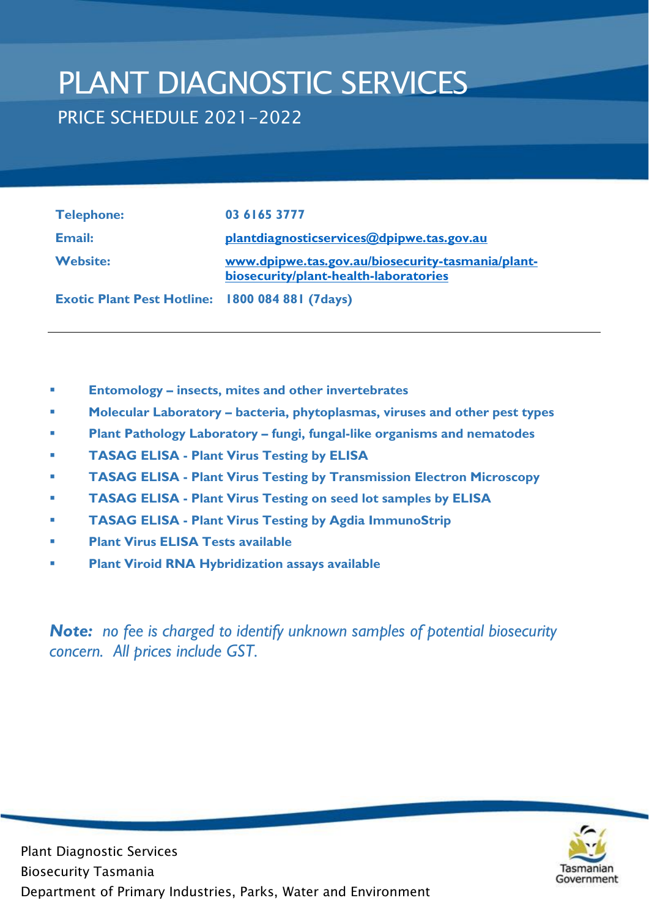# PLANT DIAGNOSTIC SERVICES

## PRICE SCHEDULE 2021-2022

| | |
|---|---|
| **Telephone:** | **03 6165 3777** |
| **Email:** | **plantdiagnosticservices@dpipwe.tas.gov.au** |
| **Website:** | **www.dpipwe.tas.gov.au/biosecurity-tasmania/plant-biosecurity/plant-health-laboratories** |
| **Exotic Plant Pest Hotline:** | **1800 084 881 (7days)** |

---

- **Entomology – insects, mites and other invertebrates**
- **Molecular Laboratory – bacteria, phytoplasmas, viruses and other pest types**
- **Plant Pathology Laboratory – fungi, fungal-like organisms and nematodes**
- **TASAG ELISA - Plant Virus Testing by ELISA**
- **TASAG ELISA - Plant Virus Testing by Transmission Electron Microscopy**
- **TASAG ELISA - Plant Virus Testing on seed lot samples by ELISA**
- **TASAG ELISA - Plant Virus Testing by Agdia ImmunoStrip**
- **Plant Virus ELISA Tests available**
- **Plant Viroid RNA Hybridization assays available**

***Note:*** *no fee is charged to identify unknown samples of potential biosecurity concern. All prices include GST.*

Plant Diagnostic Services
Biosecurity Tasmania
Department of Primary Industries, Parks, Water and Environment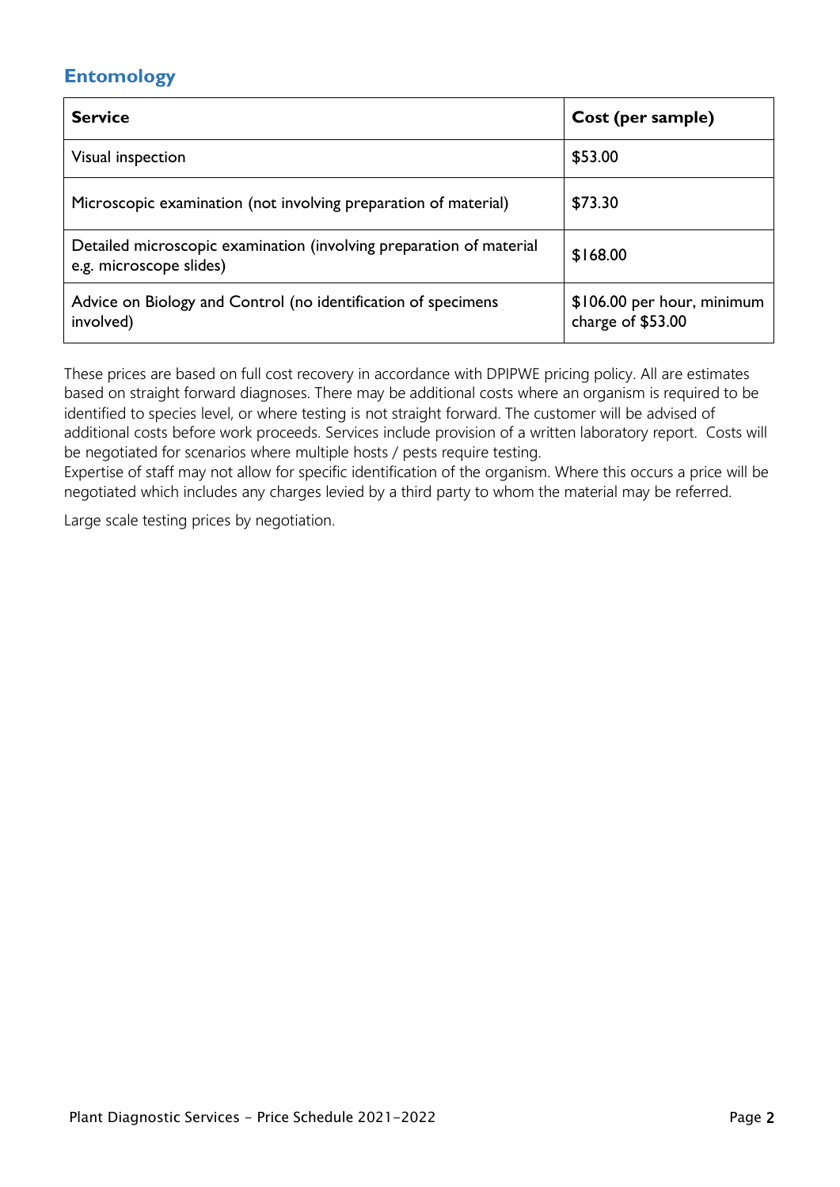## Entomology

| Service | Cost (per sample) |
|---|---|
| Visual inspection | $53.00 |
| Microscopic examination (not involving preparation of material) | $73.30 |
| Detailed microscopic examination (involving preparation of material e.g. microscope slides) | $168.00 |
| Advice on Biology and Control (no identification of specimens involved) | $106.00 per hour, minimum charge of $53.00 |

These prices are based on full cost recovery in accordance with DPIPWE pricing policy. All are estimates based on straight forward diagnoses. There may be additional costs where an organism is required to be identified to species level, or where testing is not straight forward. The customer will be advised of additional costs before work proceeds. Services include provision of a written laboratory report. Costs will be negotiated for scenarios where multiple hosts / pests require testing.
Expertise of staff may not allow for specific identification of the organism. Where this occurs a price will be negotiated which includes any charges levied by a third party to whom the material may be referred.

Large scale testing prices by negotiation.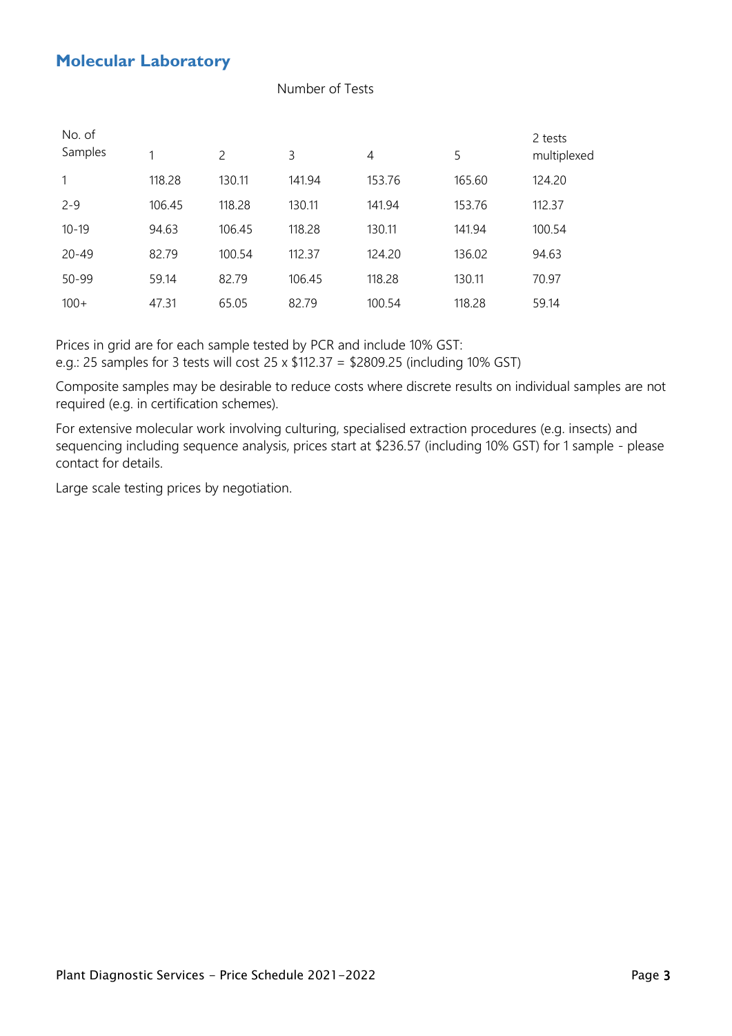## Molecular Laboratory

| No. of Samples | Number of Tests | | | | | |
|---|---|---|---|---|---|---|
| | 1 | 2 | 3 | 4 | 5 | 2 tests multiplexed |
| 1 | 118.28 | 130.11 | 141.94 | 153.76 | 165.60 | 124.20 |
| 2-9 | 106.45 | 118.28 | 130.11 | 141.94 | 153.76 | 112.37 |
| 10-19 | 94.63 | 106.45 | 118.28 | 130.11 | 141.94 | 100.54 |
| 20-49 | 82.79 | 100.54 | 112.37 | 124.20 | 136.02 | 94.63 |
| 50-99 | 59.14 | 82.79 | 106.45 | 118.28 | 130.11 | 70.97 |
| 100+ | 47.31 | 65.05 | 82.79 | 100.54 | 118.28 | 59.14 |

Prices in grid are for each sample tested by PCR and include 10% GST:
e.g.: 25 samples for 3 tests will cost 25 x $112.37 = $2809.25 (including 10% GST)

Composite samples may be desirable to reduce costs where discrete results on individual samples are not required (e.g. in certification schemes).

For extensive molecular work involving culturing, specialised extraction procedures (e.g. insects) and sequencing including sequence analysis, prices start at $236.57 (including 10% GST) for 1 sample - please contact for details.

Large scale testing prices by negotiation.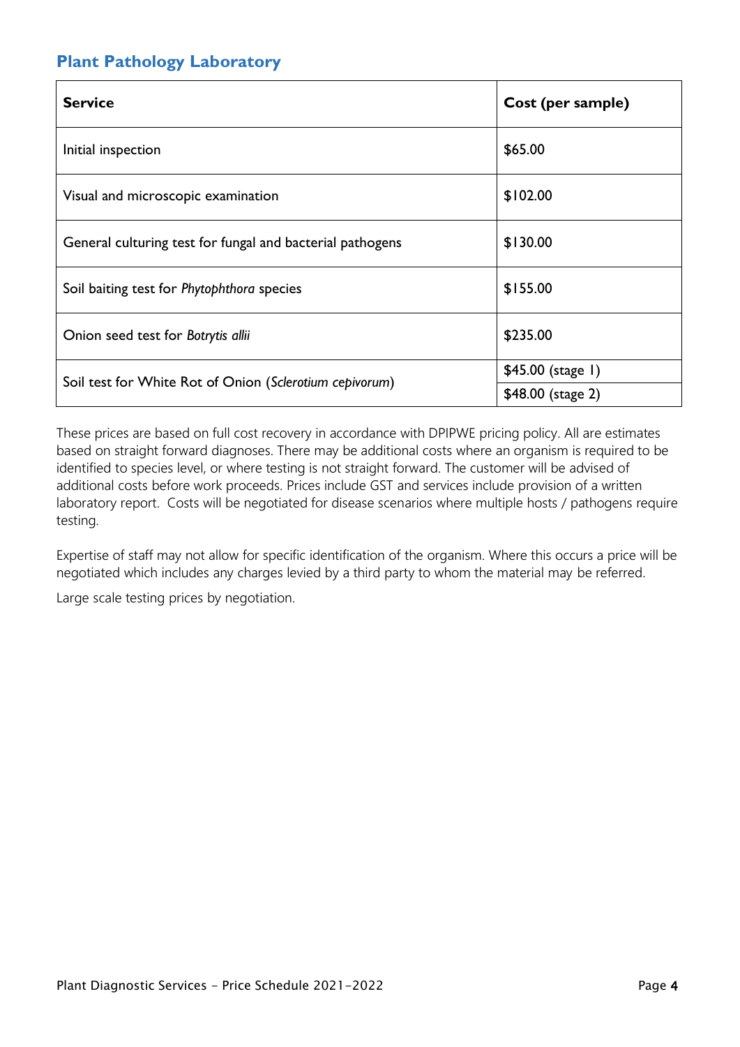## Plant Pathology Laboratory

| Service | Cost (per sample) |
|---|---|
| Initial inspection | $65.00 |
| Visual and microscopic examination | $102.00 |
| General culturing test for fungal and bacterial pathogens | $130.00 |
| Soil baiting test for *Phytophthora* species | $155.00 |
| Onion seed test for *Botrytis allii* | $235.00 |
| Soil test for White Rot of Onion (*Sclerotium cepivorum*) | $45.00 (stage 1) |
| | $48.00 (stage 2) |

These prices are based on full cost recovery in accordance with DPIPWE pricing policy. All are estimates based on straight forward diagnoses. There may be additional costs where an organism is required to be identified to species level, or where testing is not straight forward. The customer will be advised of additional costs before work proceeds. Prices include GST and services include provision of a written laboratory report. Costs will be negotiated for disease scenarios where multiple hosts / pathogens require testing.

Expertise of staff may not allow for specific identification of the organism. Where this occurs a price will be negotiated which includes any charges levied by a third party to whom the material may be referred.

Large scale testing prices by negotiation.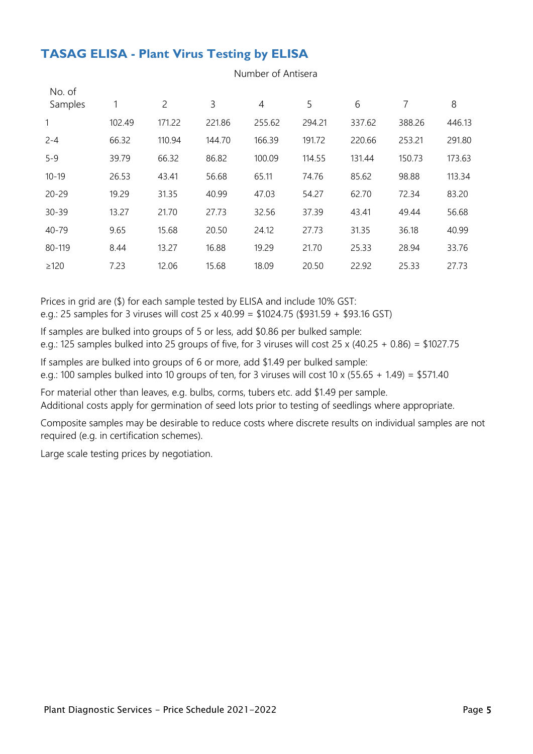## TASAG ELISA - Plant Virus Testing by ELISA

| No. of Samples | Number of Antisera 1 | 2 | 3 | 4 | 5 | 6 | 7 | 8 |
|---|---|---|---|---|---|---|---|---|
| 1 | 102.49 | 171.22 | 221.86 | 255.62 | 294.21 | 337.62 | 388.26 | 446.13 |
| 2-4 | 66.32 | 110.94 | 144.70 | 166.39 | 191.72 | 220.66 | 253.21 | 291.80 |
| 5-9 | 39.79 | 66.32 | 86.82 | 100.09 | 114.55 | 131.44 | 150.73 | 173.63 |
| 10-19 | 26.53 | 43.41 | 56.68 | 65.11 | 74.76 | 85.62 | 98.88 | 113.34 |
| 20-29 | 19.29 | 31.35 | 40.99 | 47.03 | 54.27 | 62.70 | 72.34 | 83.20 |
| 30-39 | 13.27 | 21.70 | 27.73 | 32.56 | 37.39 | 43.41 | 49.44 | 56.68 |
| 40-79 | 9.65 | 15.68 | 20.50 | 24.12 | 27.73 | 31.35 | 36.18 | 40.99 |
| 80-119 | 8.44 | 13.27 | 16.88 | 19.29 | 21.70 | 25.33 | 28.94 | 33.76 |
| ≥120 | 7.23 | 12.06 | 15.68 | 18.09 | 20.50 | 22.92 | 25.33 | 27.73 |

Prices in grid are ($) for each sample tested by ELISA and include 10% GST:
e.g.: 25 samples for 3 viruses will cost 25 x 40.99 = $1024.75 ($931.59 + $93.16 GST)

If samples are bulked into groups of 5 or less, add $0.86 per bulked sample:
e.g.: 125 samples bulked into 25 groups of five, for 3 viruses will cost 25 x (40.25 + 0.86) = $1027.75

If samples are bulked into groups of 6 or more, add $1.49 per bulked sample:
e.g.: 100 samples bulked into 10 groups of ten, for 3 viruses will cost 10 x (55.65 + 1.49) = $571.40

For material other than leaves, e.g. bulbs, corms, tubers etc. add $1.49 per sample.
Additional costs apply for germination of seed lots prior to testing of seedlings where appropriate.

Composite samples may be desirable to reduce costs where discrete results on individual samples are not required (e.g. in certification schemes).

Large scale testing prices by negotiation.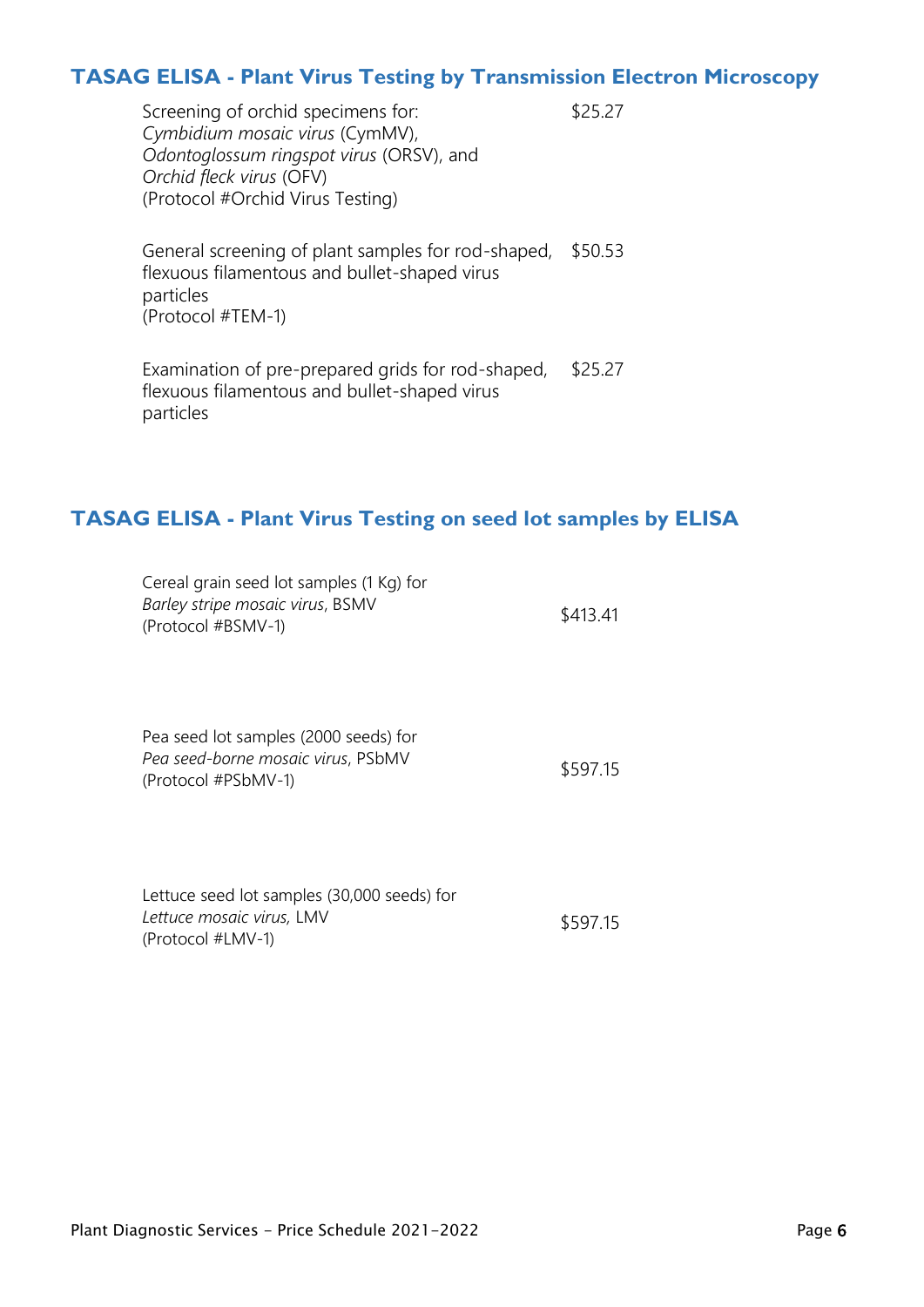## TASAG ELISA - Plant Virus Testing by Transmission Electron Microscopy

| | |
|---|---|
| Screening of orchid specimens for: *Cymbidium mosaic virus* (CymMV), *Odontoglossum ringspot virus* (ORSV), and *Orchid fleck virus* (OFV) (Protocol #Orchid Virus Testing) | $25.27 |
| General screening of plant samples for rod-shaped, flexuous filamentous and bullet-shaped virus particles (Protocol #TEM-1) | $50.53 |
| Examination of pre-prepared grids for rod-shaped, flexuous filamentous and bullet-shaped virus particles | $25.27 |

## TASAG ELISA - Plant Virus Testing on seed lot samples by ELISA

| | |
|---|---|
| Cereal grain seed lot samples (1 Kg) for *Barley stripe mosaic virus*, BSMV (Protocol #BSMV-1) | $413.41 |
| Pea seed lot samples (2000 seeds) for *Pea seed-borne mosaic virus*, PSbMV (Protocol #PSbMV-1) | $597.15 |
| Lettuce seed lot samples (30,000 seeds) for *Lettuce mosaic virus,* LMV (Protocol #LMV-1) | $597.15 |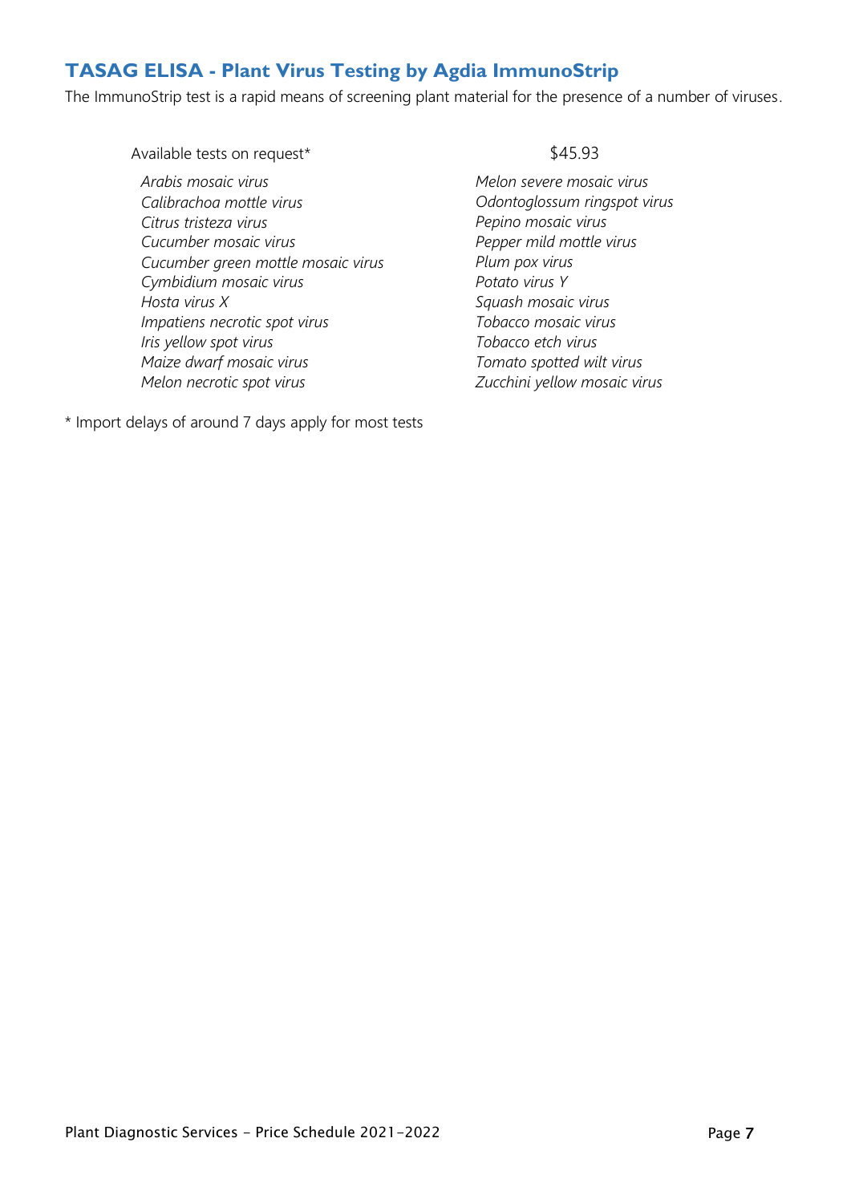## TASAG ELISA - Plant Virus Testing by Agdia ImmunoStrip

The ImmunoStrip test is a rapid means of screening plant material for the presence of a number of viruses.

| Available tests on request* | $45.93 |
|---|---|
| *Arabis mosaic virus* | *Melon severe mosaic virus* |
| *Calibrachoa mottle virus* | *Odontoglossum ringspot virus* |
| *Citrus tristeza virus* | *Pepino mosaic virus* |
| *Cucumber mosaic virus* | *Pepper mild mottle virus* |
| *Cucumber green mottle mosaic virus* | *Plum pox virus* |
| *Cymbidium mosaic virus* | *Potato virus Y* |
| *Hosta virus X* | *Squash mosaic virus* |
| *Impatiens necrotic spot virus* | *Tobacco mosaic virus* |
| *Iris yellow spot virus* | *Tobacco etch virus* |
| *Maize dwarf mosaic virus* | *Tomato spotted wilt virus* |
| *Melon necrotic spot virus* | *Zucchini yellow mosaic virus* |

* Import delays of around 7 days apply for most tests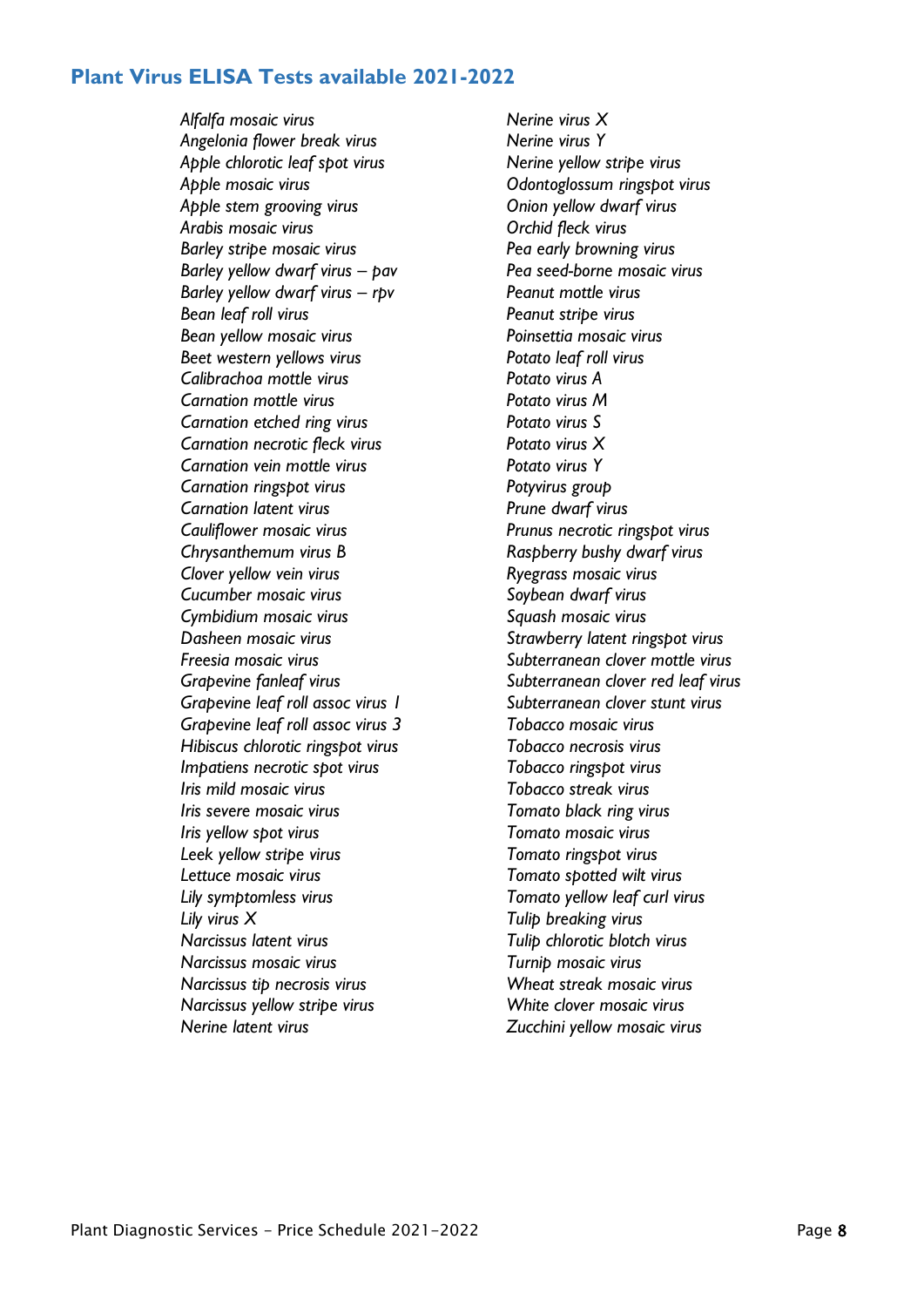## Plant Virus ELISA Tests available 2021-2022

*Alfalfa mosaic virus*
*Angelonia flower break virus*
*Apple chlorotic leaf spot virus*
*Apple mosaic virus*
*Apple stem grooving virus*
*Arabis mosaic virus*
*Barley stripe mosaic virus*
*Barley yellow dwarf virus – pav*
*Barley yellow dwarf virus – rpv*
*Bean leaf roll virus*
*Bean yellow mosaic virus*
*Beet western yellows virus*
*Calibrachoa mottle virus*
*Carnation mottle virus*
*Carnation etched ring virus*
*Carnation necrotic fleck virus*
*Carnation vein mottle virus*
*Carnation ringspot virus*
*Carnation latent virus*
*Cauliflower mosaic virus*
*Chrysanthemum virus B*
*Clover yellow vein virus*
*Cucumber mosaic virus*
*Cymbidium mosaic virus*
*Dasheen mosaic virus*
*Freesia mosaic virus*
*Grapevine fanleaf virus*
*Grapevine leaf roll assoc virus 1*
*Grapevine leaf roll assoc virus 3*
*Hibiscus chlorotic ringspot virus*
*Impatiens necrotic spot virus*
*Iris mild mosaic virus*
*Iris severe mosaic virus*
*Iris yellow spot virus*
*Leek yellow stripe virus*
*Lettuce mosaic virus*
*Lily symptomless virus*
*Lily virus X*
*Narcissus latent virus*
*Narcissus mosaic virus*
*Narcissus tip necrosis virus*
*Narcissus yellow stripe virus*
*Nerine latent virus*
*Nerine virus X*
*Nerine virus Y*
*Nerine yellow stripe virus*
*Odontoglossum ringspot virus*
*Onion yellow dwarf virus*
*Orchid fleck virus*
*Pea early browning virus*
*Pea seed-borne mosaic virus*
*Peanut mottle virus*
*Peanut stripe virus*
*Poinsettia mosaic virus*
*Potato leaf roll virus*
*Potato virus A*
*Potato virus M*
*Potato virus S*
*Potato virus X*
*Potato virus Y*
*Potyvirus group*
*Prune dwarf virus*
*Prunus necrotic ringspot virus*
*Raspberry bushy dwarf virus*
*Ryegrass mosaic virus*
*Soybean dwarf virus*
*Squash mosaic virus*
*Strawberry latent ringspot virus*
*Subterranean clover mottle virus*
*Subterranean clover red leaf virus*
*Subterranean clover stunt virus*
*Tobacco mosaic virus*
*Tobacco necrosis virus*
*Tobacco ringspot virus*
*Tobacco streak virus*
*Tomato black ring virus*
*Tomato mosaic virus*
*Tomato ringspot virus*
*Tomato spotted wilt virus*
*Tomato yellow leaf curl virus*
*Tulip breaking virus*
*Tulip chlorotic blotch virus*
*Turnip mosaic virus*
*Wheat streak mosaic virus*
*White clover mosaic virus*
*Zucchini yellow mosaic virus*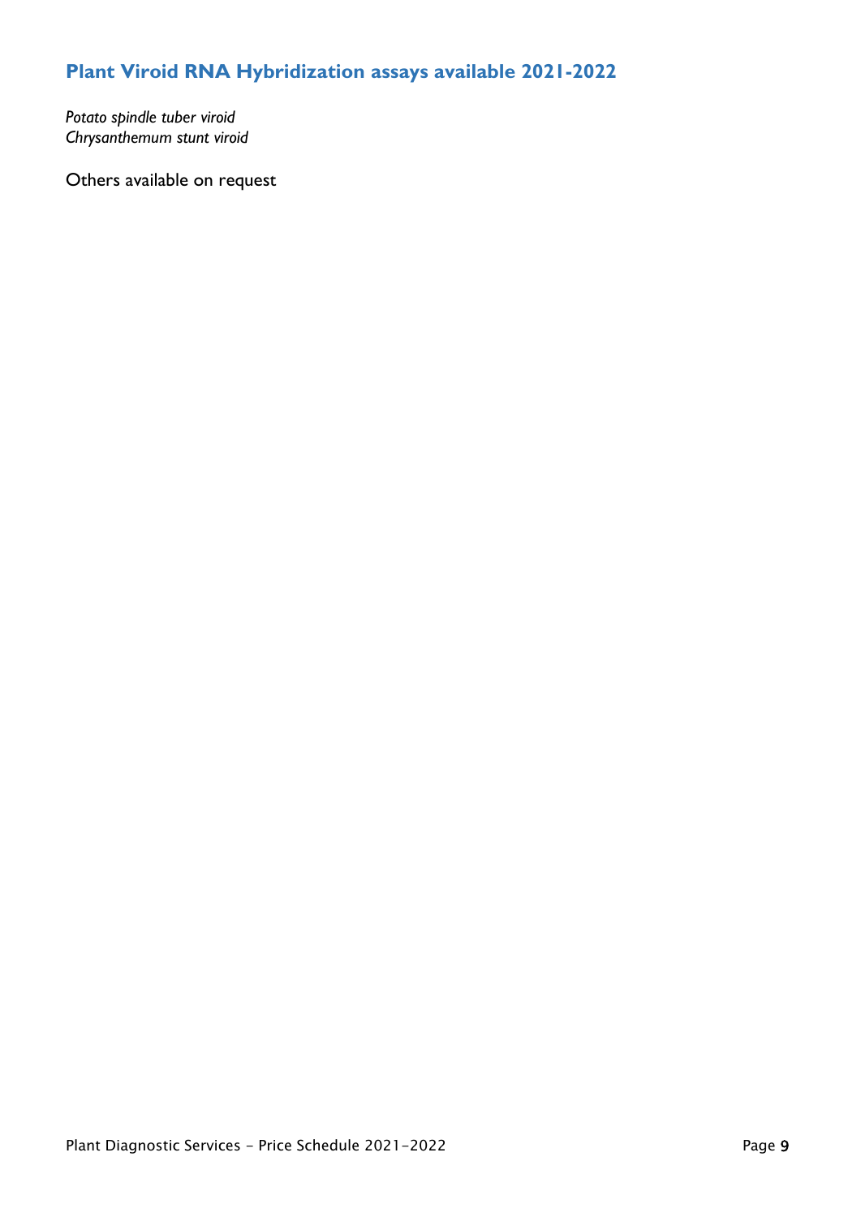## Plant Viroid RNA Hybridization assays available 2021-2022

*Potato spindle tuber viroid*
*Chrysanthemum stunt viroid*

Others available on request